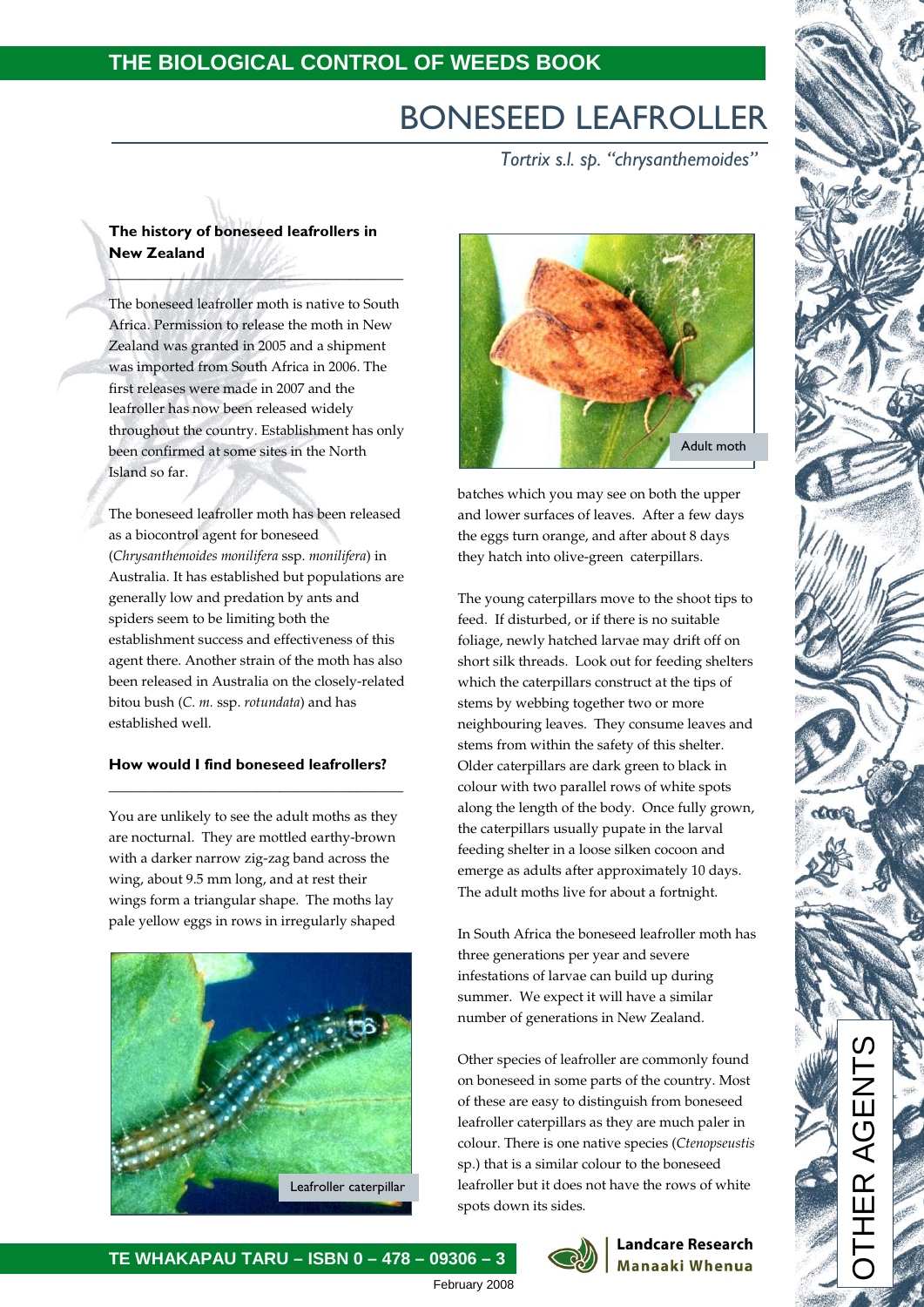# BONESEED LEAFROLLER

*Tortrix s.l. sp. "chrysanthemoides"*

### The history of boneseed leafrollers in New Zealand

The boneseed leafroller moth is native to South Africa. Permission to release the moth in New Zealand was granted in 2005 and a shipment was imported from South Africa in 2006. The first releases were made in 2007 and the leafroller has now been released widely throughout the country. Establishment has only been confirmed at some sites in the North Island so far.

The boneseed leafroller moth has been released as a biocontrol agent for boneseed (*Chrysanthemoides monilifera* ssp. *monilifera*) in Australia. It has established but populations are generally low and predation by ants and spiders seem to be limiting both the establishment success and effectiveness of this agent there. Another strain of the moth has also been released in Australia on the closely-related bitou bush (*C. m.* ssp. *rotundata*) and has established well.

### How would I find boneseed leafrollers?

You are unlikely to see the adult moths as they are nocturnal. They are mottled earthy-brown with a darker narrow zig-zag band across the wing, about 9.5 mm long, and at rest their wings form a triangular shape. The moths lay pale yellow eggs in rows in irregularly shaped batches which you may see on both the upper and lower surfaces of leaves. After a few days the eggs turn orange, and after about 8 days they hatch into olive-green caterpillars.

Leafroller caterpillar

Adult moth

The young caterpillars move to the shoot tips to feed. If disturbed, or if there is no suitable foliage, newly hatched larvae may drift off on short silk threads. Look out for feeding shelters which the caterpillars construct at the tips of stems by webbing together two or more neighbouring leaves. They consume leaves and stems from within the safety of this shelter. Older caterpillars are dark green to black in colour with two parallel rows of white spots along the length of the body. Once fully grown, the caterpillars usually pupate in the larval feeding shelter in a loose silken cocoon and emerge as adults after approximately 10 days. The adult moths live for about a fortnight.

In South Africa the boneseed leafroller moth has three generations per year and severe infestations of larvae can build up during summer. We expect it will have a similar number of generations in New Zealand.

Other species of leafroller are commonly found on boneseed in some parts of the country. Most of these are easy to distinguish from boneseed leafroller caterpillars as they are much paler in colour. There is one native species (*Ctenopseustis* sp.) that is a similar colour to the boneseed leafroller but it does not have the rows of white spots down its sides.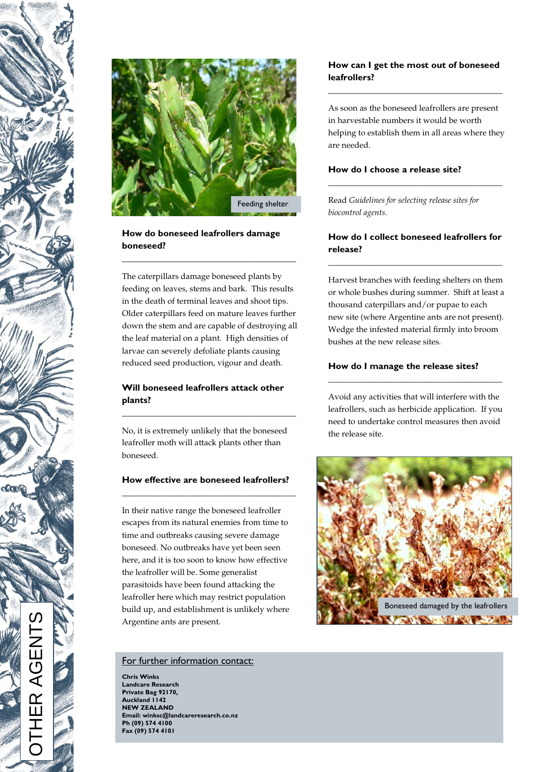Feeding shelter

### How do boneseed leafrollers damage boneseed?

The caterpillars damage boneseed plants by feeding on leaves, stems and bark. This results in the death of terminal leaves and shoot tips. Older caterpillars feed on mature leaves further down the stem and are capable of destroying all the leaf material on a plant. High densities of larvae can severely defoliate plants causing reduced seed production, vigour and death.

### Will boneseed leafrollers attack other plants?

No, it is extremely unlikely that the boneseed leafroller moth will attack plants other than boneseed.

### How effective are boneseed leafrollers?

In their native range the boneseed leafroller escapes from its natural enemies from time to time and outbreaks causing severe damage boneseed. No outbreaks have yet been seen here, and it is too soon to know how effective the leafroller will be. Some generalist parasitoids have been found attacking the leafroller here which may restrict population build up, and establishment is unlikely where Argentine ants are present.

### How can I get the most out of boneseed leafrollers?

As soon as the boneseed leafrollers are present in harvestable numbers it would be worth helping to establish them in all areas where they are needed.

### How do I choose a release site?

Read *Guidelines for selecting release sites for biocontrol agents.*

### How do I collect boneseed leafrollers for release?

Harvest branches with feeding shelters on them or whole bushes during summer. Shift at least a thousand caterpillars and/or pupae to each new site (where Argentine ants are not present). Wedge the infested material firmly into broom bushes at the new release sites.

### How do I manage the release sites?

Avoid any activities that will interfere with the leafrollers, such as herbicide application. If you need to undertake control measures then avoid the release site.

Boneseed damaged by the leafrollers

For further information contact:

**Chris Winks**
**Landcare Research**
**Private Bag 92170,**
**Auckland 1142**
**NEW ZEALAND**
**Email: winksc@landcareresearch.co.nz**
**Ph (09) 574 4100**
**Fax (09) 574 4101**

OTHER AGENTS